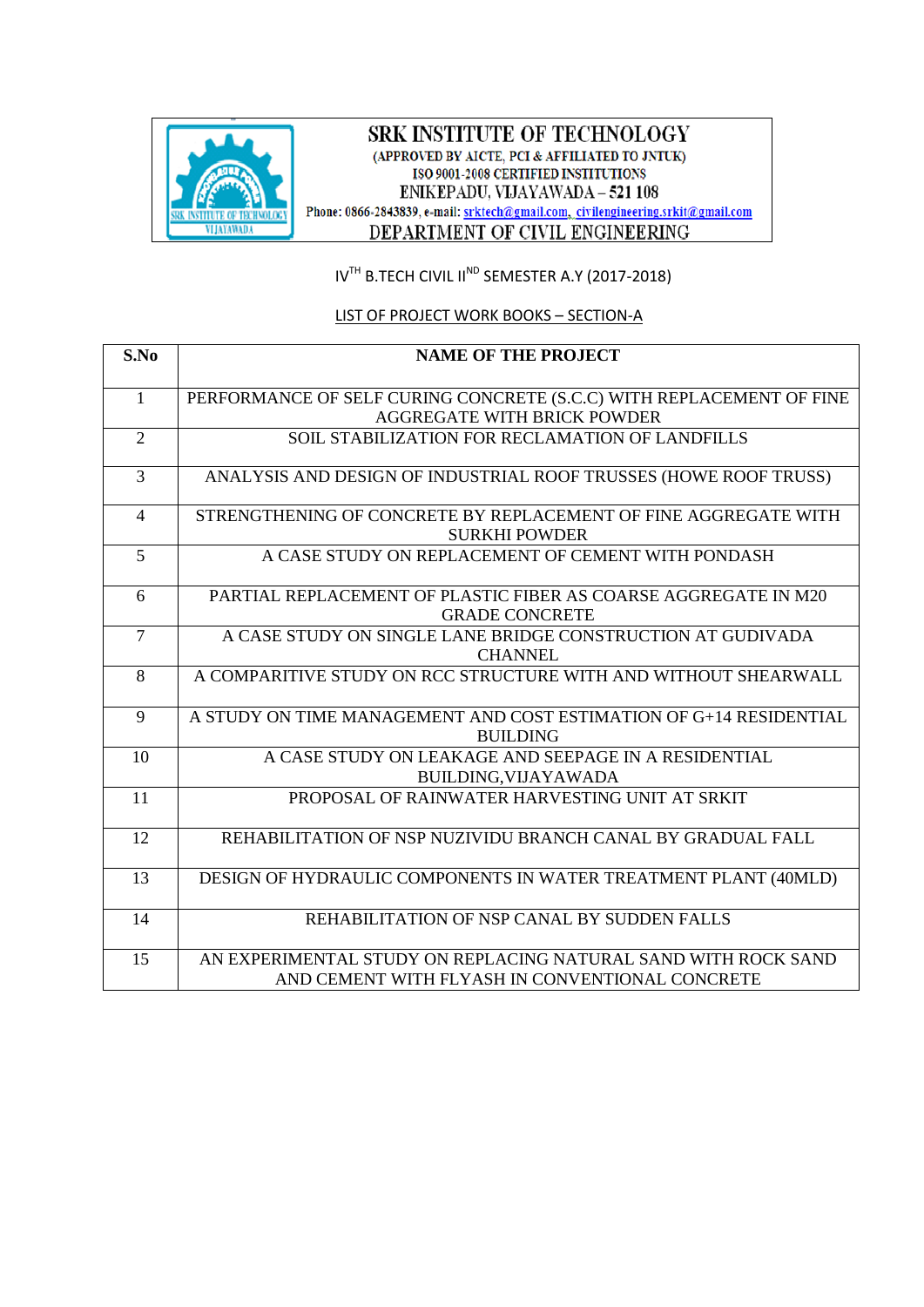# SRK INSTITUTE OF TECHNOLOGY

(APPROVED BY AICTE, PCI & AFFILIATED TO JNTUK)

ISO 9001-2008 CERTIFIED INSTITUTIONS

ENIKEPADU, VIJAYAWADA – 521 108

Phone: 0866-2843839, e-mail: srktech@gmail.com, civilengineering.srkit@gmail.com

## DEPARTMENT OF CIVIL ENGINEERING

IV[TH] B.TECH CIVIL II[ND] SEMESTER A.Y (2017-2018)

LIST OF PROJECT WORK BOOKS – SECTION-A

| S.No | NAME OF THE PROJECT |
|---|---|
| 1 | PERFORMANCE OF SELF CURING CONCRETE (S.C.C) WITH REPLACEMENT OF FINE AGGREGATE WITH BRICK POWDER |
| 2 | SOIL STABILIZATION FOR RECLAMATION OF LANDFILLS |
| 3 | ANALYSIS AND DESIGN OF INDUSTRIAL ROOF TRUSSES (HOWE ROOF TRUSS) |
| 4 | STRENGTHENING OF CONCRETE BY REPLACEMENT OF FINE AGGREGATE WITH SURKHI POWDER |
| 5 | A CASE STUDY ON REPLACEMENT OF CEMENT WITH PONDASH |
| 6 | PARTIAL REPLACEMENT OF PLASTIC FIBER AS COARSE AGGREGATE IN M20 GRADE CONCRETE |
| 7 | A CASE STUDY ON SINGLE LANE BRIDGE CONSTRUCTION AT GUDIVADA CHANNEL |
| 8 | A COMPARITIVE STUDY ON RCC STRUCTURE WITH AND WITHOUT SHEARWALL |
| 9 | A STUDY ON TIME MANAGEMENT AND COST ESTIMATION OF G+14 RESIDENTIAL BUILDING |
| 10 | A CASE STUDY ON LEAKAGE AND SEEPAGE IN A RESIDENTIAL BUILDING,VIJAYAWADA |
| 11 | PROPOSAL OF RAINWATER HARVESTING UNIT AT SRKIT |
| 12 | REHABILITATION OF NSP NUZIVIDU BRANCH CANAL BY GRADUAL FALL |
| 13 | DESIGN OF HYDRAULIC COMPONENTS IN WATER TREATMENT PLANT (40MLD) |
| 14 | REHABILITATION OF NSP CANAL BY SUDDEN FALLS |
| 15 | AN EXPERIMENTAL STUDY ON REPLACING NATURAL SAND WITH ROCK SAND AND CEMENT WITH FLYASH IN CONVENTIONAL CONCRETE |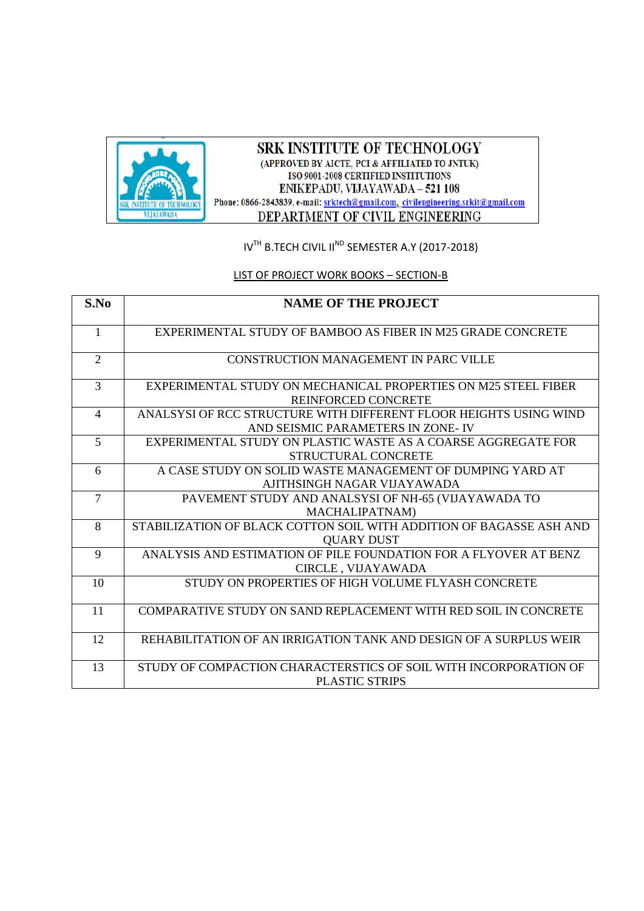# SRK INSTITUTE OF TECHNOLOGY

(APPROVED BY AICTE, PCI & AFFILIATED TO JNTUK)

ISO 9001-2008 CERTIFIED INSTITUTIONS

ENIKEPADU, VIJAYAWADA – 521 108

Phone: 0866-2843839, e-mail: srktech@gmail.com, civilengineering.srkit@gmail.com

## DEPARTMENT OF CIVIL ENGINEERING

IV[TH] B.TECH CIVIL II[ND] SEMESTER A.Y (2017-2018)

LIST OF PROJECT WORK BOOKS – SECTION-B

| S.No | NAME OF THE PROJECT |
|---|---|
| 1 | EXPERIMENTAL STUDY OF BAMBOO AS FIBER IN M25 GRADE CONCRETE |
| 2 | CONSTRUCTION MANAGEMENT IN PARC VILLE |
| 3 | EXPERIMENTAL STUDY ON MECHANICAL PROPERTIES ON M25 STEEL FIBER REINFORCED CONCRETE |
| 4 | ANALSYSI OF RCC STRUCTURE WITH DIFFERENT FLOOR HEIGHTS USING WIND AND SEISMIC PARAMETERS IN ZONE- IV |
| 5 | EXPERIMENTAL STUDY ON PLASTIC WASTE AS A COARSE AGGREGATE FOR STRUCTURAL CONCRETE |
| 6 | A CASE STUDY ON SOLID WASTE MANAGEMENT OF DUMPING YARD AT AJITHSINGH NAGAR VIJAYAWADA |
| 7 | PAVEMENT STUDY AND ANALSYSI OF NH-65 (VIJAYAWADA TO MACHALIPATNAM) |
| 8 | STABILIZATION OF BLACK COTTON SOIL WITH ADDITION OF BAGASSE ASH AND QUARY DUST |
| 9 | ANALYSIS AND ESTIMATION OF PILE FOUNDATION FOR A FLYOVER AT BENZ CIRCLE , VIJAYAWADA |
| 10 | STUDY ON PROPERTIES OF HIGH VOLUME FLYASH CONCRETE |
| 11 | COMPARATIVE STUDY ON SAND REPLACEMENT WITH RED SOIL IN CONCRETE |
| 12 | REHABILITATION OF AN IRRIGATION TANK AND DESIGN OF A SURPLUS WEIR |
| 13 | STUDY OF COMPACTION CHARACTERSTICS OF SOIL WITH INCORPORATION OF PLASTIC STRIPS |